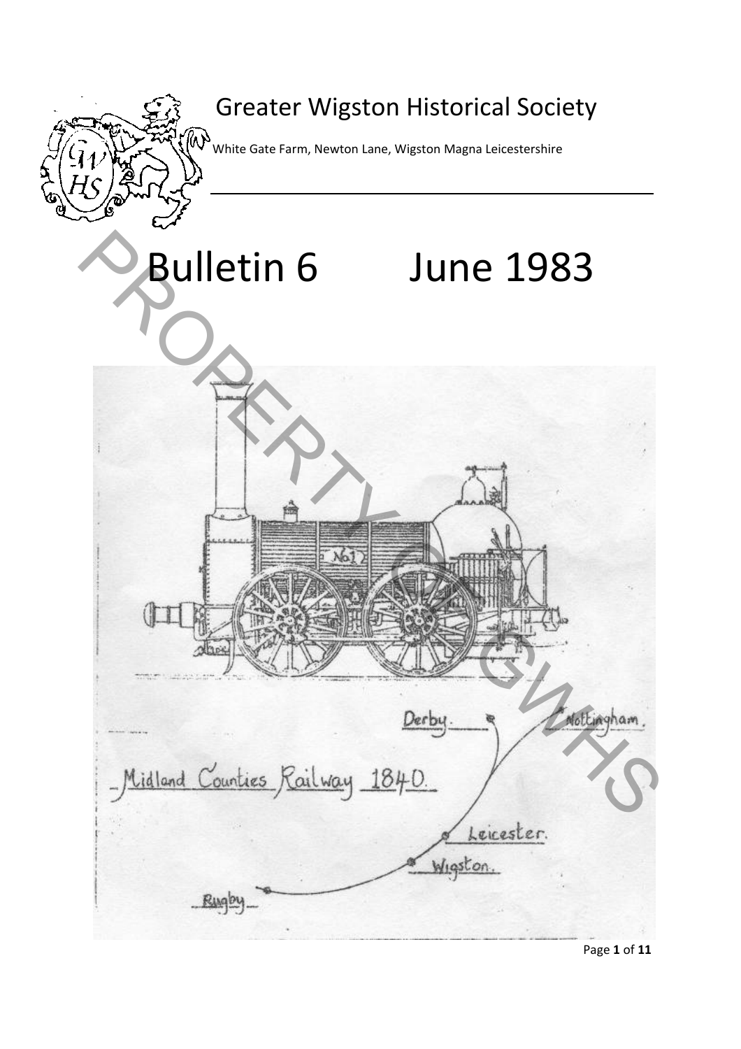# Greater Wigston Historical Society

White Gate Farm, Newton Lane, Wigston Magna Leicestershire

# Bulletin 6 June 1983

Midland Counties Railway 1840.

Derby. Nottingham. Leicester. Wigston. Rugby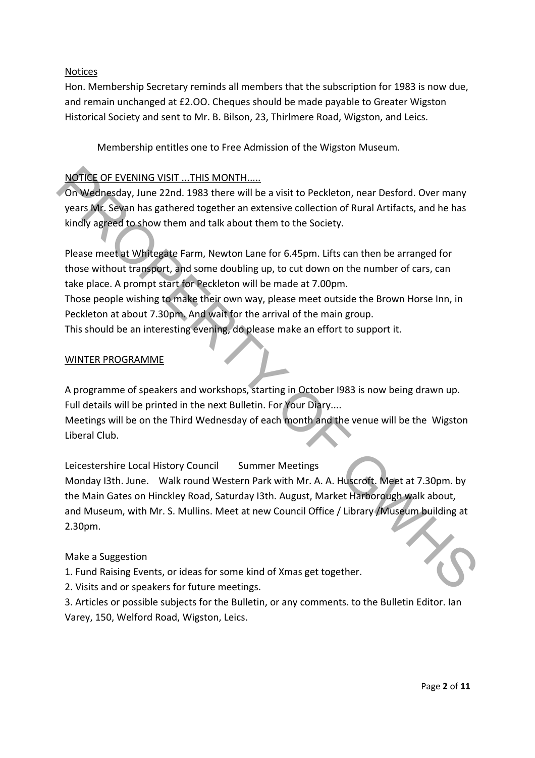## Notices

Hon. Membership Secretary reminds all members that the subscription for 1983 is now due, and remain unchanged at £2.OO. Cheques should be made payable to Greater Wigston Historical Society and sent to Mr. B. Bilson, 23, Thirlmere Road, Wigston, and Leics.

Membership entitles one to Free Admission of the Wigston Museum.

## NOTICE OF EVENING VISIT ...THIS MONTH.....

On Wednesday, June 22nd. 1983 there will be a visit to Peckleton, near Desford. Over many years Mr. Sevan has gathered together an extensive collection of Rural Artifacts, and he has kindly agreed to show them and talk about them to the Society.

Please meet at Whitegate Farm, Newton Lane for 6.45pm. Lifts can then be arranged for those without transport, and some doubling up, to cut down on the number of cars, can take place. A prompt start for Peckleton will be made at 7.00pm.
Those people wishing to make their own way, please meet outside the Brown Horse Inn, in Peckleton at about 7.30pm. And wait for the arrival of the main group.
This should be an interesting evening, do please make an effort to support it.

## WINTER PROGRAMME

A programme of speakers and workshops, starting in October I983 is now being drawn up. Full details will be printed in the next Bulletin. For Your Diary....
Meetings will be on the Third Wednesday of each month and the venue will be the Wigston Liberal Club.

Leicestershire Local History Council    Summer Meetings
Monday I3th. June.   Walk round Western Park with Mr. A. A. Huscroft. Meet at 7.30pm. by the Main Gates on Hinckley Road, Saturday I3th. August, Market Harborough walk about, and Museum, with Mr. S. Mullins. Meet at new Council Office / Library /Museum building at 2.30pm.

Make a Suggestion

1. Fund Raising Events, or ideas for some kind of Xmas get together.
2. Visits and or speakers for future meetings.
3. Articles or possible subjects for the Bulletin, or any comments. to the Bulletin Editor. Ian Varey, 150, Welford Road, Wigston, Leics.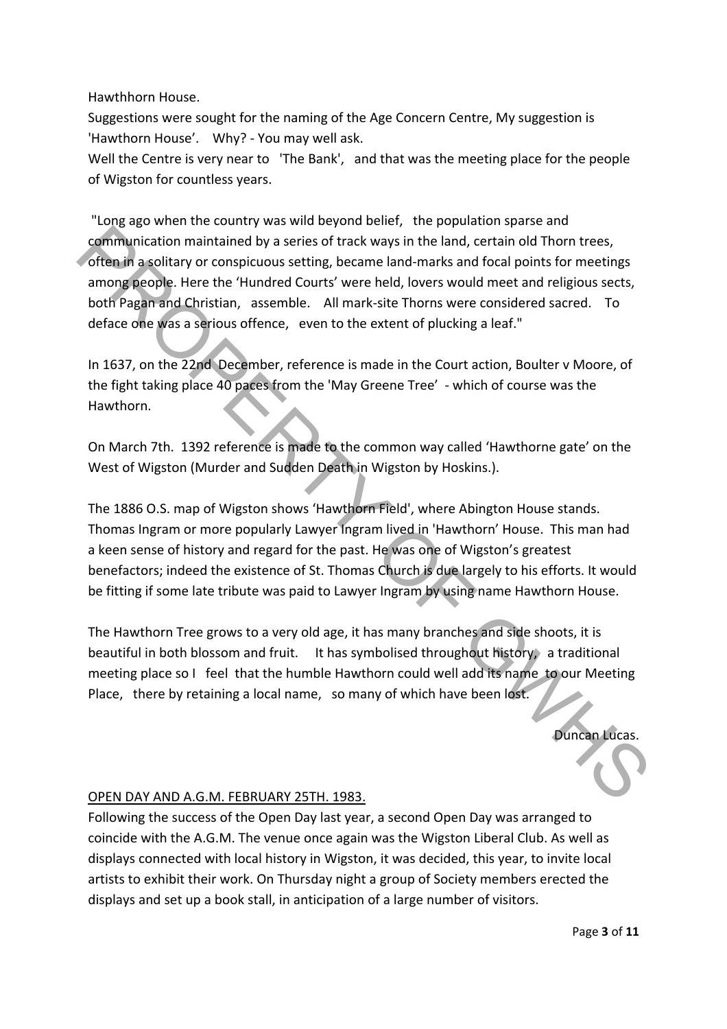Hawthhorn House.

Suggestions were sought for the naming of the Age Concern Centre, My suggestion is 'Hawthorn House'. Why? - You may well ask.

Well the Centre is very near to 'The Bank', and that was the meeting place for the people of Wigston for countless years.

"Long ago when the country was wild beyond belief, the population sparse and communication maintained by a series of track ways in the land, certain old Thorn trees, often in a solitary or conspicuous setting, became land-marks and focal points for meetings among people. Here the 'Hundred Courts' were held, lovers would meet and religious sects, both Pagan and Christian, assemble. All mark-site Thorns were considered sacred. To deface one was a serious offence, even to the extent of plucking a leaf."

In 1637, on the 22nd December, reference is made in the Court action, Boulter v Moore, of the fight taking place 40 paces from the 'May Greene Tree' - which of course was the Hawthorn.

On March 7th. 1392 reference is made to the common way called 'Hawthorne gate' on the West of Wigston (Murder and Sudden Death in Wigston by Hoskins.).

The 1886 O.S. map of Wigston shows 'Hawthorn Field', where Abington House stands. Thomas Ingram or more popularly Lawyer Ingram lived in 'Hawthorn' House. This man had a keen sense of history and regard for the past. He was one of Wigston's greatest benefactors; indeed the existence of St. Thomas Church is due largely to his efforts. It would be fitting if some late tribute was paid to Lawyer Ingram by using name Hawthorn House.

The Hawthorn Tree grows to a very old age, it has many branches and side shoots, it is beautiful in both blossom and fruit. It has symbolised throughout history, a traditional meeting place so I feel that the humble Hawthorn could well add its name to our Meeting Place, there by retaining a local name, so many of which have been lost.

Duncan Lucas.

OPEN DAY AND A.G.M. FEBRUARY 25TH. 1983.

Following the success of the Open Day last year, a second Open Day was arranged to coincide with the A.G.M. The venue once again was the Wigston Liberal Club. As well as displays connected with local history in Wigston, it was decided, this year, to invite local artists to exhibit their work. On Thursday night a group of Society members erected the displays and set up a book stall, in anticipation of a large number of visitors.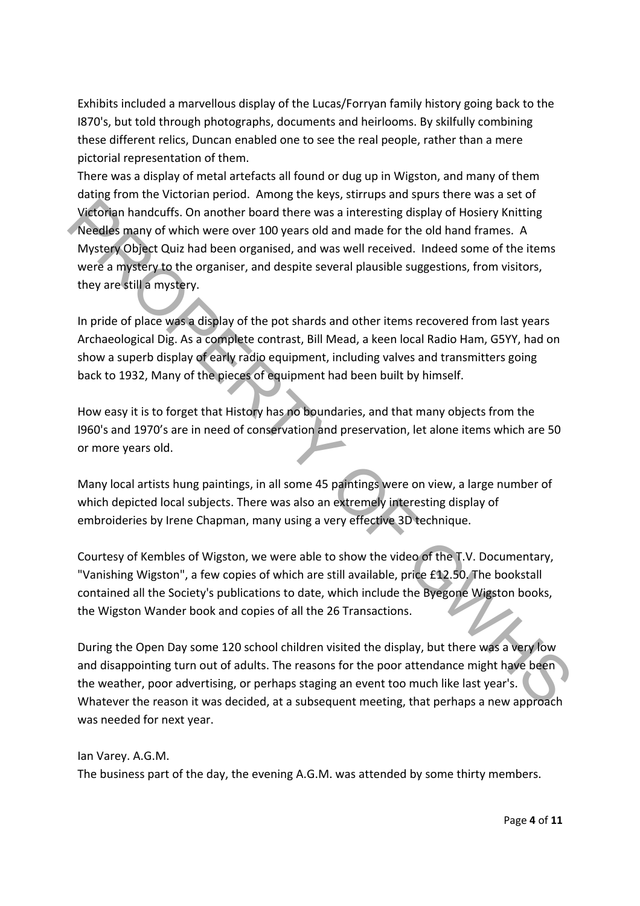Exhibits included a marvellous display of the Lucas/Forryan family history going back to the I870's, but told through photographs, documents and heirlooms. By skilfully combining these different relics, Duncan enabled one to see the real people, rather than a mere pictorial representation of them.
There was a display of metal artefacts all found or dug up in Wigston, and many of them dating from the Victorian period. Among the keys, stirrups and spurs there was a set of Victorian handcuffs. On another board there was a interesting display of Hosiery Knitting Needles many of which were over 100 years old and made for the old hand frames. A Mystery Object Quiz had been organised, and was well received. Indeed some of the items were a mystery to the organiser, and despite several plausible suggestions, from visitors, they are still a mystery.

In pride of place was a display of the pot shards and other items recovered from last years Archaeological Dig. As a complete contrast, Bill Mead, a keen local Radio Ham, G5YY, had on show a superb display of early radio equipment, including valves and transmitters going back to 1932, Many of the pieces of equipment had been built by himself.

How easy it is to forget that History has no boundaries, and that many objects from the I960's and 1970's are in need of conservation and preservation, let alone items which are 50 or more years old.

Many local artists hung paintings, in all some 45 paintings were on view, a large number of which depicted local subjects. There was also an extremely interesting display of embroideries by Irene Chapman, many using a very effective 3D technique.

Courtesy of Kembles of Wigston, we were able to show the video of the T.V. Documentary, "Vanishing Wigston", a few copies of which are still available, price £12.50. The bookstall contained all the Society's publications to date, which include the Byegone Wigston books, the Wigston Wander book and copies of all the 26 Transactions.

During the Open Day some 120 school children visited the display, but there was a very low and disappointing turn out of adults. The reasons for the poor attendance might have been the weather, poor advertising, or perhaps staging an event too much like last year's. Whatever the reason it was decided, at a subsequent meeting, that perhaps a new approach was needed for next year.

Ian Varey. A.G.M.
The business part of the day, the evening A.G.M. was attended by some thirty members.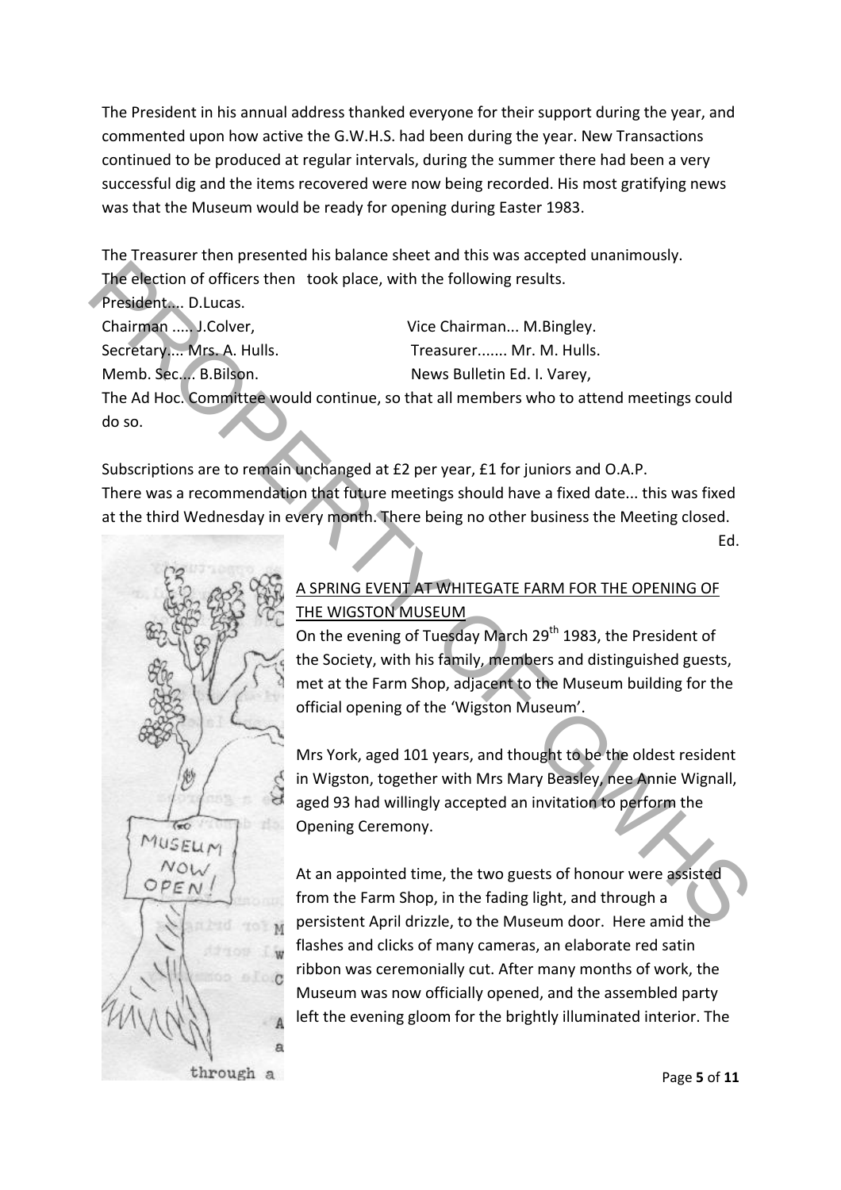The President in his annual address thanked everyone for their support during the year, and commented upon how active the G.W.H.S. had been during the year. New Transactions continued to be produced at regular intervals, during the summer there had been a very successful dig and the items recovered were now being recorded. His most gratifying news was that the Museum would be ready for opening during Easter 1983.

The Treasurer then presented his balance sheet and this was accepted unanimously.
The election of officers then took place, with the following results.

President.... D.Lucas.
Chairman ..... J.Colver, Vice Chairman... M.Bingley.
Secretary.... Mrs. A. Hulls. Treasurer....... Mr. M. Hulls.
Memb. Sec.... B.Bilson. News Bulletin Ed. I. Varey,

The Ad Hoc. Committee would continue, so that all members who to attend meetings could do so.

Subscriptions are to remain unchanged at £2 per year, £1 for juniors and O.A.P.
There was a recommendation that future meetings should have a fixed date... this was fixed at the third Wednesday in every month. There being no other business the Meeting closed.

Ed.

## A SPRING EVENT AT WHITEGATE FARM FOR THE OPENING OF THE WIGSTON MUSEUM

On the evening of Tuesday March 29th 1983, the President of the Society, with his family, members and distinguished guests, met at the Farm Shop, adjacent to the Museum building for the official opening of the 'Wigston Museum'.

Mrs York, aged 101 years, and thought to be the oldest resident in Wigston, together with Mrs Mary Beasley, nee Annie Wignall, aged 93 had willingly accepted an invitation to perform the Opening Ceremony.

At an appointed time, the two guests of honour were assisted from the Farm Shop, in the fading light, and through a persistent April drizzle, to the Museum door. Here amid the flashes and clicks of many cameras, an elaborate red satin ribbon was ceremonially cut. After many months of work, the Museum was now officially opened, and the assembled party left the evening gloom for the brightly illuminated interior. The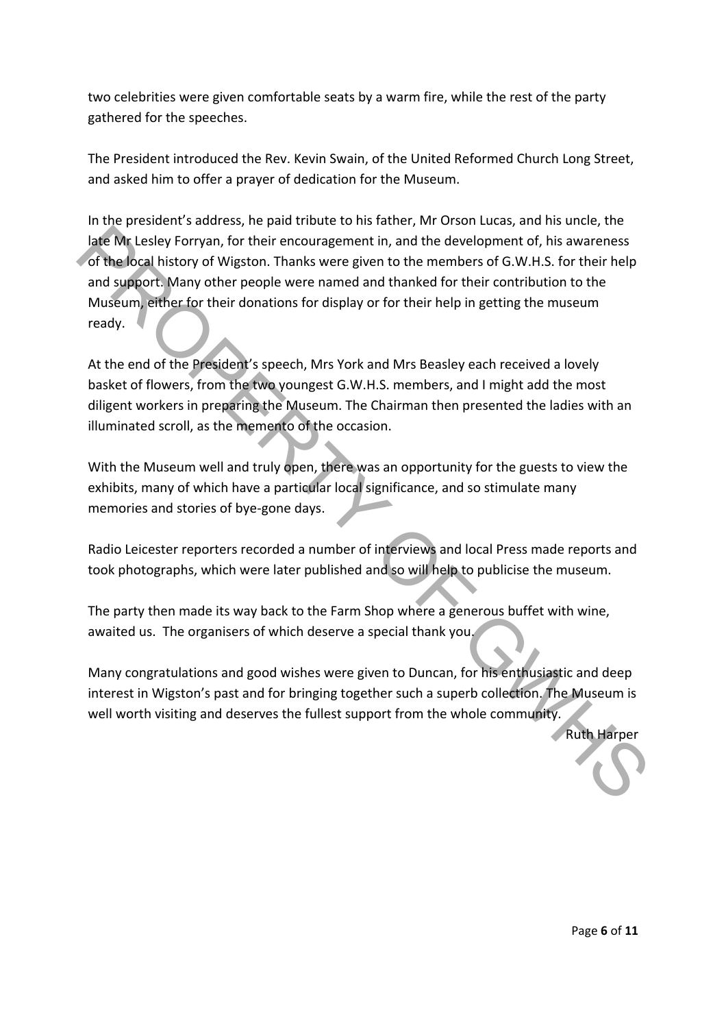two celebrities were given comfortable seats by a warm fire, while the rest of the party gathered for the speeches.

The President introduced the Rev. Kevin Swain, of the United Reformed Church Long Street, and asked him to offer a prayer of dedication for the Museum.

In the president's address, he paid tribute to his father, Mr Orson Lucas, and his uncle, the late Mr Lesley Forryan, for their encouragement in, and the development of, his awareness of the local history of Wigston. Thanks were given to the members of G.W.H.S. for their help and support. Many other people were named and thanked for their contribution to the Museum, either for their donations for display or for their help in getting the museum ready.

At the end of the President's speech, Mrs York and Mrs Beasley each received a lovely basket of flowers, from the two youngest G.W.H.S. members, and I might add the most diligent workers in preparing the Museum. The Chairman then presented the ladies with an illuminated scroll, as the memento of the occasion.

With the Museum well and truly open, there was an opportunity for the guests to view the exhibits, many of which have a particular local significance, and so stimulate many memories and stories of bye-gone days.

Radio Leicester reporters recorded a number of interviews and local Press made reports and took photographs, which were later published and so will help to publicise the museum.

The party then made its way back to the Farm Shop where a generous buffet with wine, awaited us. The organisers of which deserve a special thank you.

Many congratulations and good wishes were given to Duncan, for his enthusiastic and deep interest in Wigston's past and for bringing together such a superb collection. The Museum is well worth visiting and deserves the fullest support from the whole community.

Ruth Harper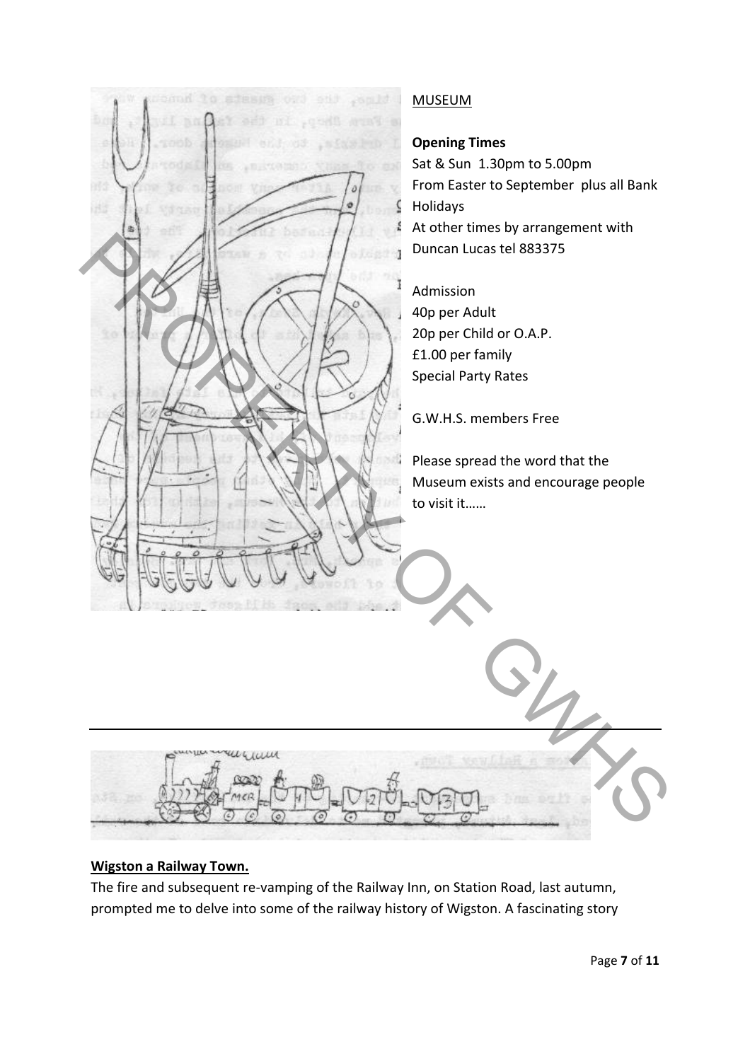MUSEUM

**Opening Times**
Sat & Sun 1.30pm to 5.00pm
From Easter to September plus all Bank Holidays
At other times by arrangement with Duncan Lucas tel 883375

Admission
40p per Adult
20p per Child or O.A.P.
£1.00 per family
Special Party Rates

G.W.H.S. members Free

Please spread the word that the Museum exists and encourage people to visit it……

---

**Wigston a Railway Town.**

The fire and subsequent re-vamping of the Railway Inn, on Station Road, last autumn, prompted me to delve into some of the railway history of Wigston. A fascinating story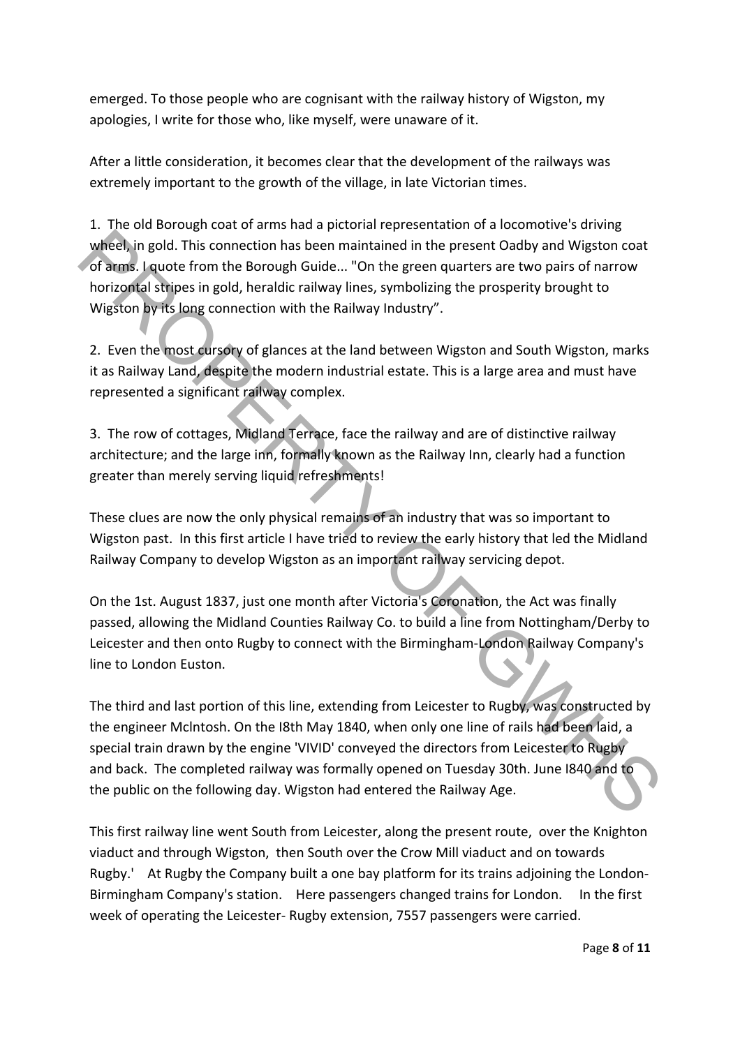emerged. To those people who are cognisant with the railway history of Wigston, my apologies, I write for those who, like myself, were unaware of it.

After a little consideration, it becomes clear that the development of the railways was extremely important to the growth of the village, in late Victorian times.

1. The old Borough coat of arms had a pictorial representation of a locomotive's driving wheel, in gold. This connection has been maintained in the present Oadby and Wigston coat of arms. I quote from the Borough Guide... "On the green quarters are two pairs of narrow horizontal stripes in gold, heraldic railway lines, symbolizing the prosperity brought to Wigston by its long connection with the Railway Industry".

2. Even the most cursory of glances at the land between Wigston and South Wigston, marks it as Railway Land, despite the modern industrial estate. This is a large area and must have represented a significant railway complex.

3. The row of cottages, Midland Terrace, face the railway and are of distinctive railway architecture; and the large inn, formally known as the Railway Inn, clearly had a function greater than merely serving liquid refreshments!

These clues are now the only physical remains of an industry that was so important to Wigston past. In this first article I have tried to review the early history that led the Midland Railway Company to develop Wigston as an important railway servicing depot.

On the 1st. August 1837, just one month after Victoria's Coronation, the Act was finally passed, allowing the Midland Counties Railway Co. to build a line from Nottingham/Derby to Leicester and then onto Rugby to connect with the Birmingham-London Railway Company's line to London Euston.

The third and last portion of this line, extending from Leicester to Rugby, was constructed by the engineer McIntosh. On the I8th May 1840, when only one line of rails had been laid, a special train drawn by the engine 'VIVID' conveyed the directors from Leicester to Rugby and back. The completed railway was formally opened on Tuesday 30th. June I840 and to the public on the following day. Wigston had entered the Railway Age.

This first railway line went South from Leicester, along the present route, over the Knighton viaduct and through Wigston, then South over the Crow Mill viaduct and on towards Rugby.' At Rugby the Company built a one bay platform for its trains adjoining the London-Birmingham Company's station. Here passengers changed trains for London. In the first week of operating the Leicester- Rugby extension, 7557 passengers were carried.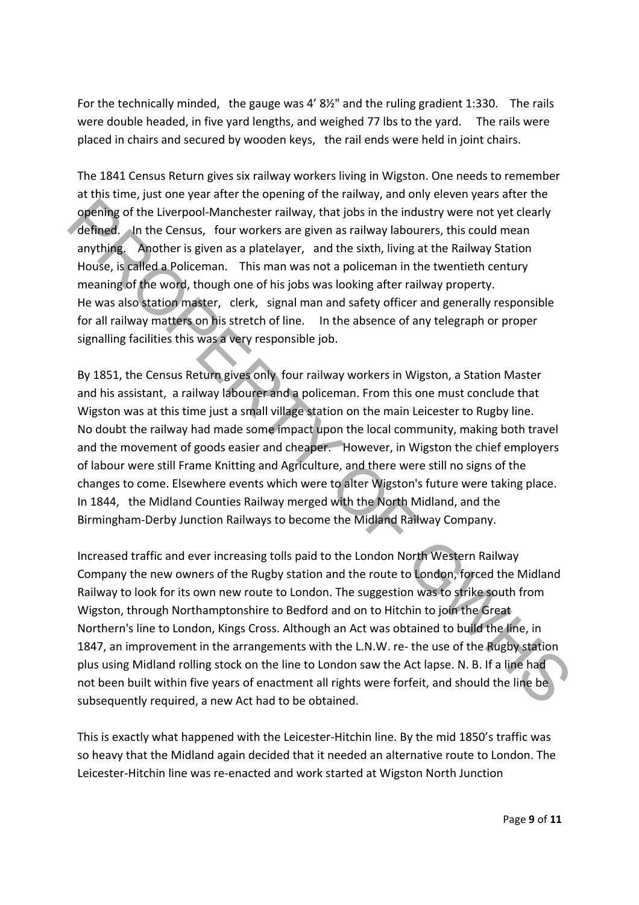For the technically minded, the gauge was 4' 8½" and the ruling gradient 1:330. The rails were double headed, in five yard lengths, and weighed 77 lbs to the yard. The rails were placed in chairs and secured by wooden keys, the rail ends were held in joint chairs.

The 1841 Census Return gives six railway workers living in Wigston. One needs to remember at this time, just one year after the opening of the railway, and only eleven years after the opening of the Liverpool-Manchester railway, that jobs in the industry were not yet clearly defined. In the Census, four workers are given as railway labourers, this could mean anything. Another is given as a platelayer, and the sixth, living at the Railway Station House, is called a Policeman. This man was not a policeman in the twentieth century meaning of the word, though one of his jobs was looking after railway property. He was also station master, clerk, signal man and safety officer and generally responsible for all railway matters on his stretch of line. In the absence of any telegraph or proper signalling facilities this was a very responsible job.

By 1851, the Census Return gives only four railway workers in Wigston, a Station Master and his assistant, a railway labourer and a policeman. From this one must conclude that Wigston was at this time just a small village station on the main Leicester to Rugby line. No doubt the railway had made some impact upon the local community, making both travel and the movement of goods easier and cheaper. However, in Wigston the chief employers of labour were still Frame Knitting and Agriculture, and there were still no signs of the changes to come. Elsewhere events which were to alter Wigston's future were taking place. In 1844, the Midland Counties Railway merged with the North Midland, and the Birmingham-Derby Junction Railways to become the Midland Railway Company.

Increased traffic and ever increasing tolls paid to the London North Western Railway Company the new owners of the Rugby station and the route to London, forced the Midland Railway to look for its own new route to London. The suggestion was to strike south from Wigston, through Northamptonshire to Bedford and on to Hitchin to join the Great Northern's line to London, Kings Cross. Although an Act was obtained to build the line, in 1847, an improvement in the arrangements with the L.N.W. re- the use of the Rugby station plus using Midland rolling stock on the line to London saw the Act lapse. N. B. If a line had not been built within five years of enactment all rights were forfeit, and should the line be subsequently required, a new Act had to be obtained.

This is exactly what happened with the Leicester-Hitchin line. By the mid 1850's traffic was so heavy that the Midland again decided that it needed an alternative route to London. The Leicester-Hitchin line was re-enacted and work started at Wigston North Junction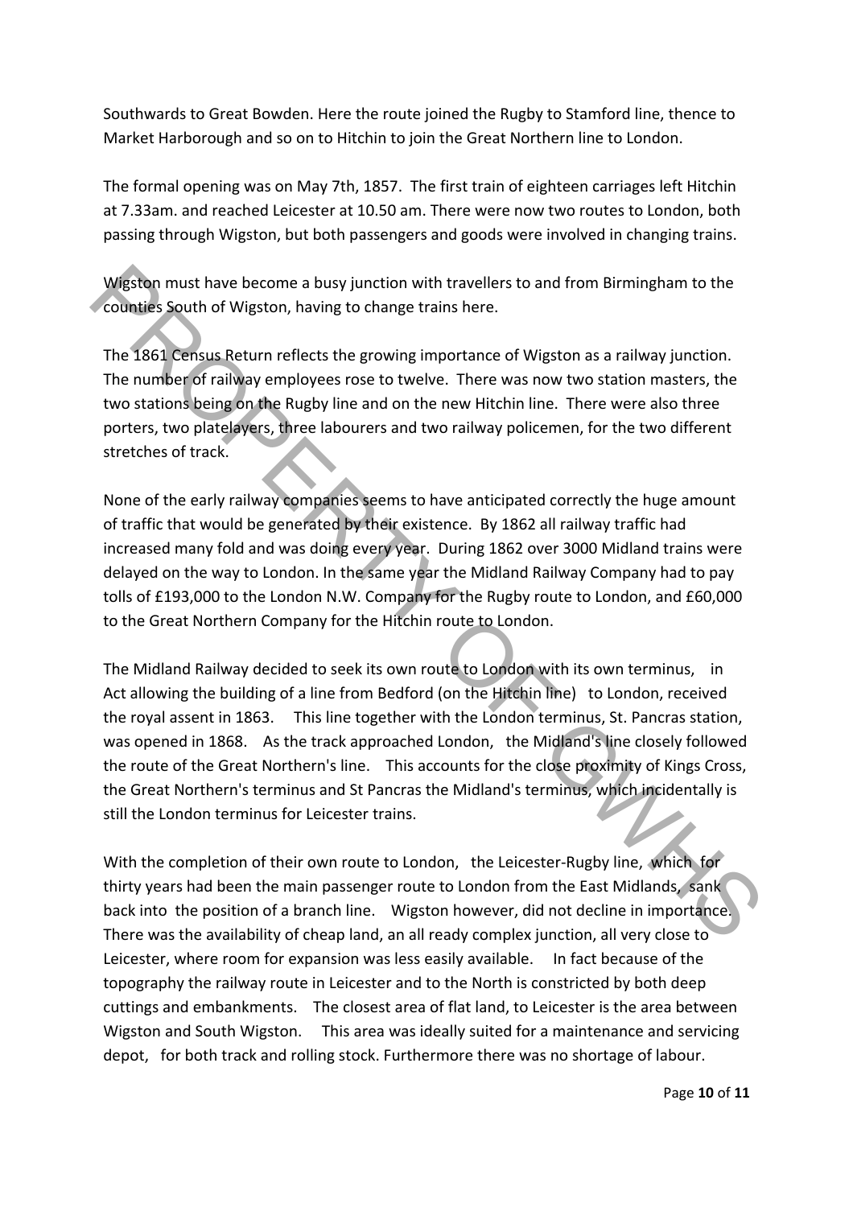Southwards to Great Bowden. Here the route joined the Rugby to Stamford line, thence to Market Harborough and so on to Hitchin to join the Great Northern line to London.

The formal opening was on May 7th, 1857. The first train of eighteen carriages left Hitchin at 7.33am. and reached Leicester at 10.50 am. There were now two routes to London, both passing through Wigston, but both passengers and goods were involved in changing trains.

Wigston must have become a busy junction with travellers to and from Birmingham to the counties South of Wigston, having to change trains here.

The 1861 Census Return reflects the growing importance of Wigston as a railway junction. The number of railway employees rose to twelve. There was now two station masters, the two stations being on the Rugby line and on the new Hitchin line. There were also three porters, two platelayers, three labourers and two railway policemen, for the two different stretches of track.

None of the early railway companies seems to have anticipated correctly the huge amount of traffic that would be generated by their existence. By 1862 all railway traffic had increased many fold and was doing every year. During 1862 over 3000 Midland trains were delayed on the way to London. In the same year the Midland Railway Company had to pay tolls of £193,000 to the London N.W. Company for the Rugby route to London, and £60,000 to the Great Northern Company for the Hitchin route to London.

The Midland Railway decided to seek its own route to London with its own terminus, in Act allowing the building of a line from Bedford (on the Hitchin line) to London, received the royal assent in 1863. This line together with the London terminus, St. Pancras station, was opened in 1868. As the track approached London, the Midland's line closely followed the route of the Great Northern's line. This accounts for the close proximity of Kings Cross, the Great Northern's terminus and St Pancras the Midland's terminus, which incidentally is still the London terminus for Leicester trains.

With the completion of their own route to London, the Leicester-Rugby line, which for thirty years had been the main passenger route to London from the East Midlands, sank back into the position of a branch line. Wigston however, did not decline in importance. There was the availability of cheap land, an all ready complex junction, all very close to Leicester, where room for expansion was less easily available. In fact because of the topography the railway route in Leicester and to the North is constricted by both deep cuttings and embankments. The closest area of flat land, to Leicester is the area between Wigston and South Wigston. This area was ideally suited for a maintenance and servicing depot, for both track and rolling stock. Furthermore there was no shortage of labour.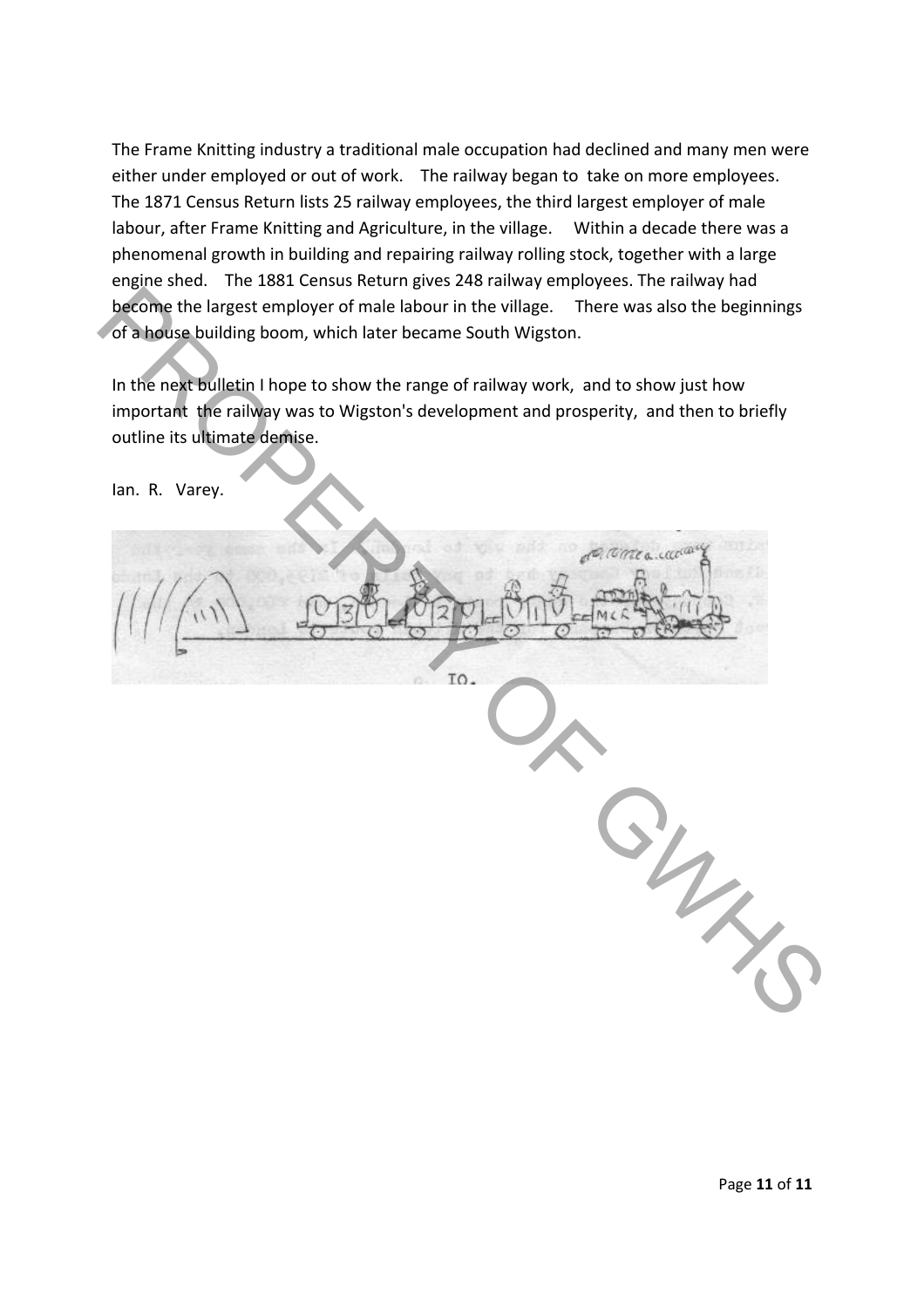The Frame Knitting industry a traditional male occupation had declined and many men were either under employed or out of work. The railway began to take on more employees. The 1871 Census Return lists 25 railway employees, the third largest employer of male labour, after Frame Knitting and Agriculture, in the village. Within a decade there was a phenomenal growth in building and repairing railway rolling stock, together with a large engine shed. The 1881 Census Return gives 248 railway employees. The railway had become the largest employer of male labour in the village. There was also the beginnings of a house building boom, which later became South Wigston.

In the next bulletin I hope to show the range of railway work, and to show just how important the railway was to Wigston's development and prosperity, and then to briefly outline its ultimate demise.

Ian. R. Varey.